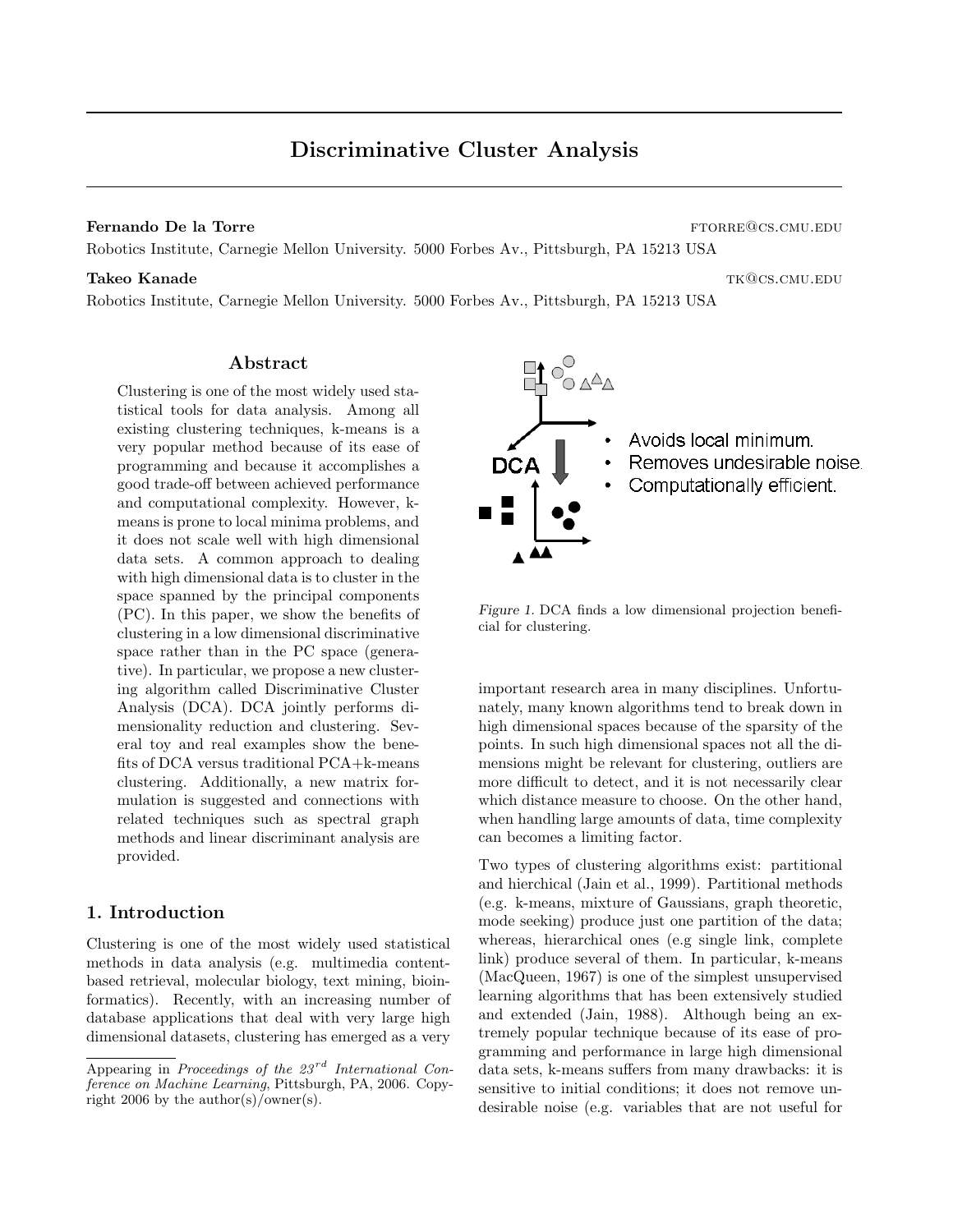# Discriminative Cluster Analysis

**Fernando De la Torre** ftorre@cs.cmu.edu

Robotics Institute, Carnegie Mellon University. 5000 Forbes Av., Pittsburgh, PA 15213 USA

**Takeo Kanade** tk@cs.cmu.edu

Robotics Institute, Carnegie Mellon University. 5000 Forbes Av., Pittsburgh, PA 15213 USA

## Abstract

Clustering is one of the most widely used statistical tools for data analysis. Among all existing clustering techniques, k-means is a very popular method because of its ease of programming and because it accomplishes a good trade-off between achieved performance and computational complexity. However, k-means is prone to local minima problems, and it does not scale well with high dimensional data sets. A common approach to dealing with high dimensional data is to cluster in the space spanned by the principal components (PC). In this paper, we show the benefits of clustering in a low dimensional discriminative space rather than in the PC space (generative). In particular, we propose a new clustering algorithm called Discriminative Cluster Analysis (DCA). DCA jointly performs dimensionality reduction and clustering. Several toy and real examples show the benefits of DCA versus traditional PCA+k-means clustering. Additionally, a new matrix formulation is suggested and connections with related techniques such as spectral graph methods and linear discriminant analysis are provided.

- Avoids local minimum.
- Removes undesirable noise.
- Computationally efficient.

*Figure 1.* DCA finds a low dimensional projection beneficial for clustering.

## 1. Introduction

Clustering is one of the most widely used statistical methods in data analysis (e.g. multimedia content-based retrieval, molecular biology, text mining, bioinformatics). Recently, with an increasing number of database applications that deal with very large high dimensional datasets, clustering has emerged as a very important research area in many disciplines. Unfortunately, many known algorithms tend to break down in high dimensional spaces because of the sparsity of the points. In such high dimensional spaces not all the dimensions might be relevant for clustering, outliers are more difficult to detect, and it is not necessarily clear which distance measure to choose. On the other hand, when handling large amounts of data, time complexity can becomes a limiting factor.

Two types of clustering algorithms exist: partitional and hierchical (Jain et al., 1999). Partitional methods (e.g. k-means, mixture of Gaussians, graph theoretic, mode seeking) produce just one partition of the data; whereas, hierarchical ones (e.g single link, complete link) produce several of them. In particular, k-means (MacQueen, 1967) is one of the simplest unsupervised learning algorithms that has been extensively studied and extended (Jain, 1988). Although being an extremely popular technique because of its ease of programming and performance in large high dimensional data sets, k-means suffers from many drawbacks: it is sensitive to initial conditions; it does not remove undesirable noise (e.g. variables that are not useful for

Appearing in *Proceedings of the 23<sup>rd</sup> International Conference on Machine Learning*, Pittsburgh, PA, 2006. Copyright 2006 by the author(s)/owner(s).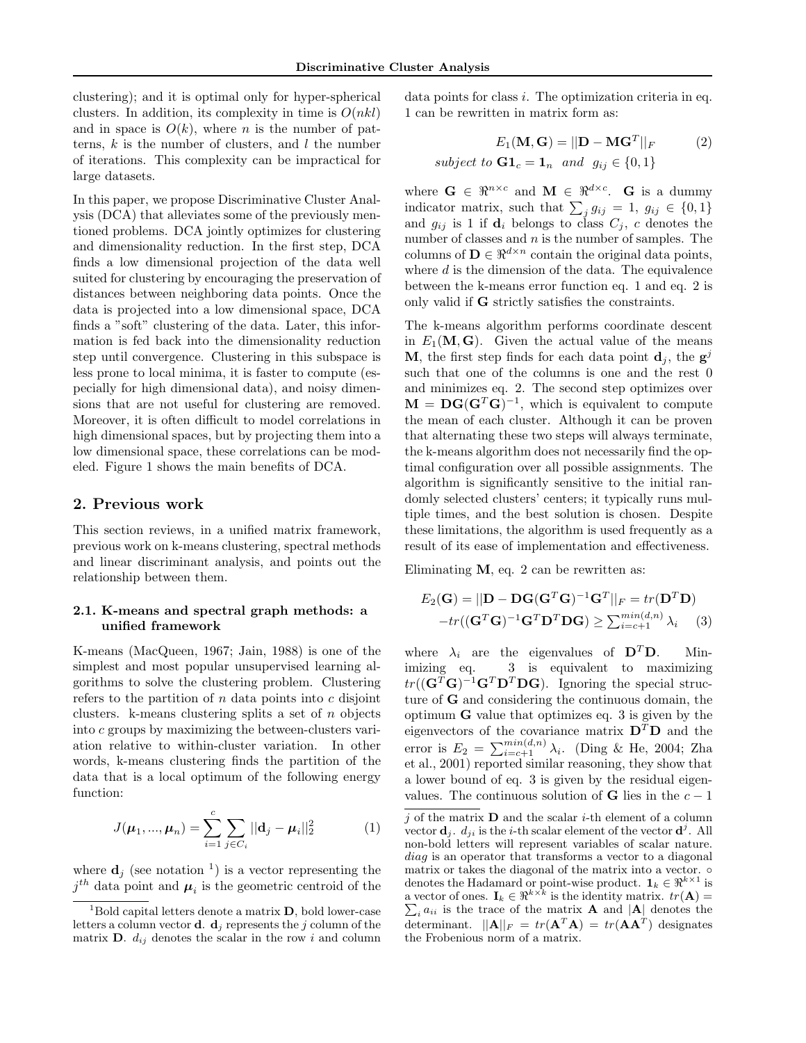clustering); and it is optimal only for hyper-spherical clusters. In addition, its complexity in time is $O(nkl)$ and in space is $O(k)$, where $n$ is the number of patterns, $k$ is the number of clusters, and $l$ the number of iterations. This complexity can be impractical for large datasets.

In this paper, we propose Discriminative Cluster Analysis (DCA) that alleviates some of the previously mentioned problems. DCA jointly optimizes for clustering and dimensionality reduction. In the first step, DCA finds a low dimensional projection of the data well suited for clustering by encouraging the preservation of distances between neighboring data points. Once the data is projected into a low dimensional space, DCA finds a "soft" clustering of the data. Later, this information is fed back into the dimensionality reduction step until convergence. Clustering in this subspace is less prone to local minima, it is faster to compute (especially for high dimensional data), and noisy dimensions that are not useful for clustering are removed. Moreover, it is often difficult to model correlations in high dimensional spaces, but by projecting them into a low dimensional space, these correlations can be modeled. Figure 1 shows the main benefits of DCA.

## 2. Previous work

This section reviews, in a unified matrix framework, previous work on k-means clustering, spectral methods and linear discriminant analysis, and points out the relationship between them.

### 2.1. K-means and spectral graph methods: a unified framework

K-means (MacQueen, 1967; Jain, 1988) is one of the simplest and most popular unsupervised learning algorithms to solve the clustering problem. Clustering refers to the partition of $n$ data points into $c$ disjoint clusters. k-means clustering splits a set of $n$ objects into $c$ groups by maximizing the between-clusters variation relative to within-cluster variation. In other words, k-means clustering finds the partition of the data that is a local optimum of the following energy function:

$$J(\boldsymbol{\mu}_1, ..., \boldsymbol{\mu}_n) = \sum_{i=1}^{c} \sum_{j \in C_i} ||\mathbf{d}_j - \boldsymbol{\mu}_i||_2^2 \tag{1}$$

where $\mathbf{d}_j$ (see notation [1]) is a vector representing the $j^{th}$ data point and $\boldsymbol{\mu}_i$ is the geometric centroid of the data points for class $i$. The optimization criteria in eq. 1 can be rewritten in matrix form as:

$$E_1(\mathbf{M}, \mathbf{G}) = ||\mathbf{D} - \mathbf{M}\mathbf{G}^T||_F \tag{2}$$
$$\textit{subject to } \mathbf{G}\mathbf{1}_c = \mathbf{1}_n \textit{ and } g_{ij} \in \{0, 1\}$$

where $\mathbf{G} \in \Re^{n \times c}$ and $\mathbf{M} \in \Re^{d \times c}$. $\mathbf{G}$ is a dummy indicator matrix, such that $\sum_j g_{ij} = 1$, $g_{ij} \in \{0, 1\}$ and $g_{ij}$ is 1 if $\mathbf{d}_i$ belongs to class $C_j$, $c$ denotes the number of classes and $n$ is the number of samples. The columns of $\mathbf{D} \in \Re^{d \times n}$ contain the original data points, where $d$ is the dimension of the data. The equivalence between the k-means error function eq. 1 and eq. 2 is only valid if $\mathbf{G}$ strictly satisfies the constraints.

The k-means algorithm performs coordinate descent in $E_1(\mathbf{M}, \mathbf{G})$. Given the actual value of the means $\mathbf{M}$, the first step finds for each data point $\mathbf{d}_j$, the $\mathbf{g}^j$ such that one of the columns is one and the rest 0 and minimizes eq. 2. The second step optimizes over $\mathbf{M} = \mathbf{D}\mathbf{G}(\mathbf{G}^T\mathbf{G})^{-1}$, which is equivalent to compute the mean of each cluster. Although it can be proven that alternating these two steps will always terminate, the k-means algorithm does not necessarily find the optimal configuration over all possible assignments. The algorithm is significantly sensitive to the initial randomly selected clusters' centers; it typically runs multiple times, and the best solution is chosen. Despite these limitations, the algorithm is used frequently as a result of its ease of implementation and effectiveness.

Eliminating $\mathbf{M}$, eq. 2 can be rewritten as:

$$E_2(\mathbf{G}) = ||\mathbf{D} - \mathbf{D}\mathbf{G}(\mathbf{G}^T\mathbf{G})^{-1}\mathbf{G}^T||_F = tr(\mathbf{D}^T\mathbf{D})$$
$$-tr((\mathbf{G}^T\mathbf{G})^{-1}\mathbf{G}^T\mathbf{D}^T\mathbf{D}\mathbf{G}) \geq \sum_{i=c+1}^{min(d,n)} \lambda_i \tag{3}$$

where $\lambda_i$ are the eigenvalues of $\mathbf{D}^T\mathbf{D}$. Minimizing eq. 3 is equivalent to maximizing $tr((\mathbf{G}^T\mathbf{G})^{-1}\mathbf{G}^T\mathbf{D}^T\mathbf{D}\mathbf{G})$. Ignoring the special structure of $\mathbf{G}$ and considering the continuous domain, the optimum $\mathbf{G}$ value that optimizes eq. 3 is given by the eigenvectors of the covariance matrix $\mathbf{D}^T\mathbf{D}$ and the error is $E_2 = \sum_{i=c+1}^{min(d,n)} \lambda_i$. (Ding & He, 2004; Zha et al., 2001) reported similar reasoning, they show that a lower bound of eq. 3 is given by the residual eigenvalues. The continuous solution of $\mathbf{G}$ lies in the $c-1$

[1] Bold capital letters denote a matrix $\mathbf{D}$, bold lower-case letters a column vector $\mathbf{d}$. $\mathbf{d}_j$ represents the $j$ column of the matrix $\mathbf{D}$. $d_{ij}$ denotes the scalar in the row $i$ and column $j$ of the matrix $\mathbf{D}$ and the scalar $i$-th element of a column vector $\mathbf{d}_j$. $d_{ji}$ is the $i$-th scalar element of the vector $\mathbf{d}^j$. All non-bold letters will represent variables of scalar nature. $diag$ is an operator that transforms a vector to a diagonal matrix or takes the diagonal of the matrix into a vector. $\circ$ denotes the Hadamard or point-wise product. $\mathbf{1}_k \in \Re^{k \times 1}$ is a vector of ones. $\mathbf{I}_k \in \Re^{k \times k}$ is the identity matrix. $tr(\mathbf{A}) = \sum_i a_{ii}$ is the trace of the matrix $\mathbf{A}$ and $|\mathbf{A}|$ denotes the determinant. $||\mathbf{A}||_F = tr(\mathbf{A}^T\mathbf{A}) = tr(\mathbf{A}\mathbf{A}^T)$ designates the Frobenious norm of a matrix.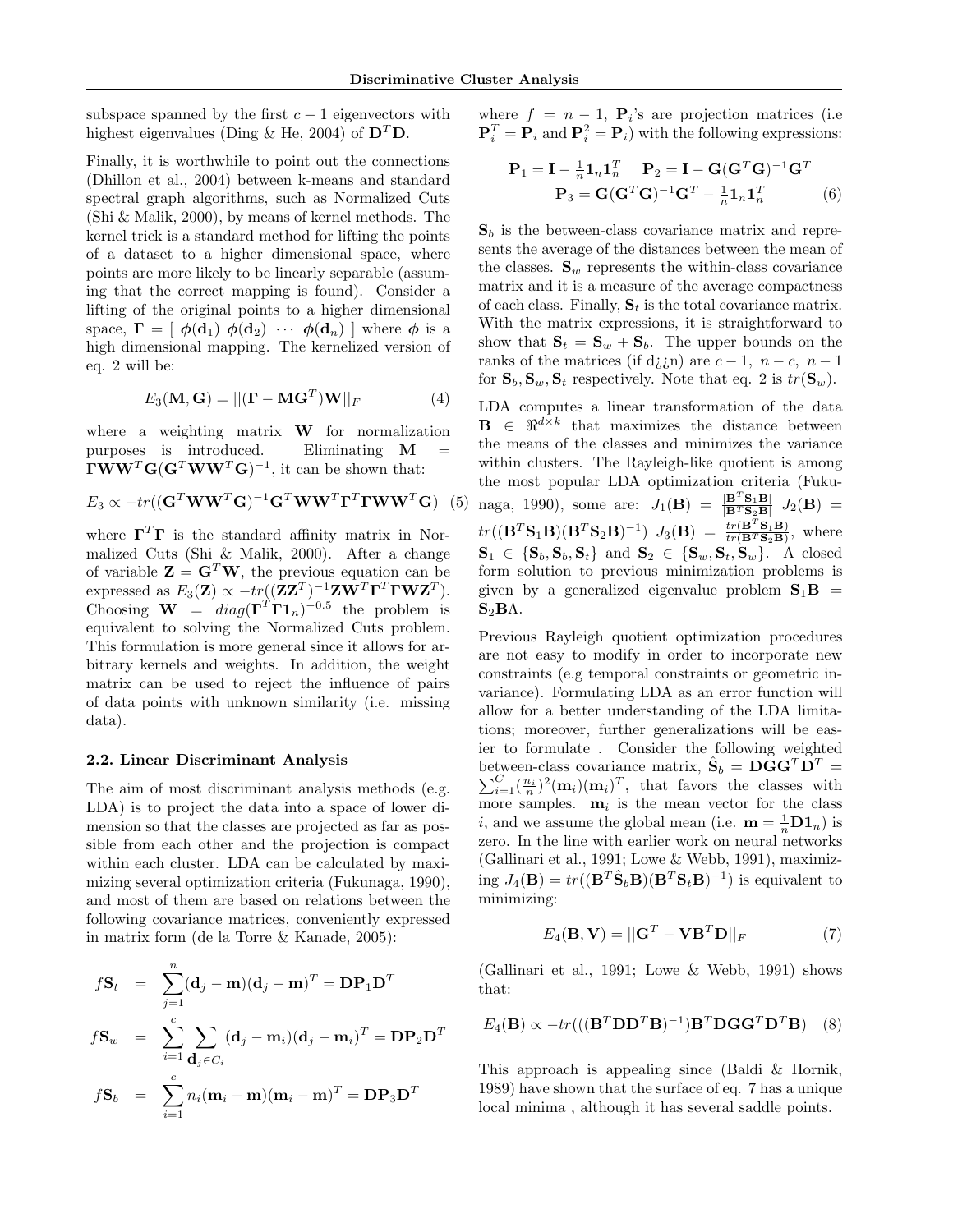subspace spanned by the first $c-1$ eigenvectors with highest eigenvalues (Ding & He, 2004) of $\mathbf{D}^T\mathbf{D}$.

Finally, it is worthwhile to point out the connections (Dhillon et al., 2004) between k-means and standard spectral graph algorithms, such as Normalized Cuts (Shi & Malik, 2000), by means of kernel methods. The kernel trick is a standard method for lifting the points of a dataset to a higher dimensional space, where points are more likely to be linearly separable (assuming that the correct mapping is found). Consider a lifting of the original points to a higher dimensional space, $\mathbf{\Gamma} = [\ \boldsymbol{\phi}(\mathbf{d}_1)\ \boldsymbol{\phi}(\mathbf{d}_2)\ \cdots\ \boldsymbol{\phi}(\mathbf{d}_n)\ ]$ where $\boldsymbol{\phi}$ is a high dimensional mapping. The kernelized version of eq. 2 will be:

$$E_3(\mathbf{M},\mathbf{G}) = ||(\mathbf{\Gamma} - \mathbf{M}\mathbf{G}^T)\mathbf{W}||_F \qquad (4)$$

where a weighting matrix $\mathbf{W}$ for normalization purposes is introduced. Eliminating $\mathbf{M} = \mathbf{\Gamma}\mathbf{W}\mathbf{W}^T\mathbf{G}(\mathbf{G}^T\mathbf{W}\mathbf{W}^T\mathbf{G})^{-1}$, it can be shown that:

$$E_3 \propto -tr((\mathbf{G}^T\mathbf{W}\mathbf{W}^T\mathbf{G})^{-1}\mathbf{G}^T\mathbf{W}\mathbf{W}^T\mathbf{\Gamma}^T\mathbf{\Gamma}\mathbf{W}\mathbf{W}^T\mathbf{G}) \quad (5)$$

where $\mathbf{\Gamma}^T\mathbf{\Gamma}$ is the standard affinity matrix in Normalized Cuts (Shi & Malik, 2000). After a change of variable $\mathbf{Z} = \mathbf{G}^T\mathbf{W}$, the previous equation can be expressed as $E_3(\mathbf{Z}) \propto -tr((\mathbf{Z}\mathbf{Z}^T)^{-1}\mathbf{Z}\mathbf{W}^T\mathbf{\Gamma}^T\mathbf{\Gamma}\mathbf{W}\mathbf{Z}^T)$. Choosing $\mathbf{W} = diag(\mathbf{\Gamma}^T\mathbf{\Gamma}\mathbf{1}_n)^{-0.5}$ the problem is equivalent to solving the Normalized Cuts problem. This formulation is more general since it allows for arbitrary kernels and weights. In addition, the weight matrix can be used to reject the influence of pairs of data points with unknown similarity (i.e. missing data).

### 2.2. Linear Discriminant Analysis

The aim of most discriminant analysis methods (e.g. LDA) is to project the data into a space of lower dimension so that the classes are projected as far as possible from each other and the projection is compact within each cluster. LDA can be calculated by maximizing several optimization criteria (Fukunaga, 1990), and most of them are based on relations between the following covariance matrices, conveniently expressed in matrix form (de la Torre & Kanade, 2005):

$$
\begin{aligned}
f\mathbf{S}_t &= \sum_{j=1}^{n}(\mathbf{d}_j - \mathbf{m})(\mathbf{d}_j - \mathbf{m})^T = \mathbf{D}\mathbf{P}_1\mathbf{D}^T \\
f\mathbf{S}_w &= \sum_{i=1}^{c}\sum_{\mathbf{d}_j \in C_i}(\mathbf{d}_j - \mathbf{m}_i)(\mathbf{d}_j - \mathbf{m}_i)^T = \mathbf{D}\mathbf{P}_2\mathbf{D}^T \\
f\mathbf{S}_b &= \sum_{i=1}^{c} n_i(\mathbf{m}_i - \mathbf{m})(\mathbf{m}_i - \mathbf{m})^T = \mathbf{D}\mathbf{P}_3\mathbf{D}^T
\end{aligned}
$$

where $f = n-1$, $\mathbf{P}_i$'s are projection matrices (i.e $\mathbf{P}_i^T = \mathbf{P}_i$ and $\mathbf{P}_i^2 = \mathbf{P}_i$) with the following expressions:

$$
\begin{aligned}
\mathbf{P}_1 = \mathbf{I} - \tfrac{1}{n}\mathbf{1}_n\mathbf{1}_n^T \quad & \mathbf{P}_2 = \mathbf{I} - \mathbf{G}(\mathbf{G}^T\mathbf{G})^{-1}\mathbf{G}^T \\
\mathbf{P}_3 = \mathbf{G}(\mathbf{G}^T\mathbf{G})^{-1}&\mathbf{G}^T - \tfrac{1}{n}\mathbf{1}_n\mathbf{1}_n^T
\end{aligned} \qquad (6)
$$

$\mathbf{S}_b$ is the between-class covariance matrix and represents the average of the distances between the mean of the classes. $\mathbf{S}_w$ represents the within-class covariance matrix and it is a measure of the average compactness of each class. Finally, $\mathbf{S}_t$ is the total covariance matrix. With the matrix expressions, it is straightforward to show that $\mathbf{S}_t = \mathbf{S}_w + \mathbf{S}_b$. The upper bounds on the ranks of the matrices (if d¿¿n) are $c-1,\ n-c,\ n-1$ for $\mathbf{S}_b, \mathbf{S}_w, \mathbf{S}_t$ respectively. Note that eq. 2 is $tr(\mathbf{S}_w)$.

LDA computes a linear transformation of the data $\mathbf{B} \in \Re^{d \times k}$ that maximizes the distance between the means of the classes and minimizes the variance within clusters. The Rayleigh-like quotient is among the most popular LDA optimization criteria (Fukunaga, 1990), some are: $J_1(\mathbf{B}) = \frac{|\mathbf{B}^T\mathbf{S}_1\mathbf{B}|}{|\mathbf{B}^T\mathbf{S}_2\mathbf{B}|}$ $J_2(\mathbf{B}) = tr((\mathbf{B}^T\mathbf{S}_1\mathbf{B})(\mathbf{B}^T\mathbf{S}_2\mathbf{B})^{-1})$ $J_3(\mathbf{B}) = \frac{tr(\mathbf{B}^T\mathbf{S}_1\mathbf{B})}{tr(\mathbf{B}^T\mathbf{S}_2\mathbf{B})}$, where $\mathbf{S}_1 \in \{\mathbf{S}_b, \mathbf{S}_b, \mathbf{S}_t\}$ and $\mathbf{S}_2 \in \{\mathbf{S}_w, \mathbf{S}_t, \mathbf{S}_w\}$. A closed form solution to previous minimization problems is given by a generalized eigenvalue problem $\mathbf{S}_1\mathbf{B} = \mathbf{S}_2\mathbf{B}\Lambda$.

Previous Rayleigh quotient optimization procedures are not easy to modify in order to incorporate new constraints (e.g temporal constraints or geometric invariance). Formulating LDA as an error function will allow for a better understanding of the LDA limitations; moreover, further generalizations will be easier to formulate . Consider the following weighted between-class covariance matrix, $\hat{\mathbf{S}}_b = \mathbf{D}\mathbf{G}\mathbf{G}^T\mathbf{D}^T = \sum_{i=1}^{C}(\frac{n_i}{n})^2(\mathbf{m}_i)(\mathbf{m}_i)^T$, that favors the classes with more samples. $\mathbf{m}_i$ is the mean vector for the class $i$, and we assume the global mean (i.e. $\mathbf{m} = \frac{1}{n}\mathbf{D}\mathbf{1}_n$) is zero. In the line with earlier work on neural networks (Gallinari et al., 1991; Lowe & Webb, 1991), maximizing $J_4(\mathbf{B}) = tr((\mathbf{B}^T\hat{\mathbf{S}}_b\mathbf{B})(\mathbf{B}^T\mathbf{S}_t\mathbf{B})^{-1})$ is equivalent to minimizing:

$$E_4(\mathbf{B},\mathbf{V}) = ||\mathbf{G}^T - \mathbf{V}\mathbf{B}^T\mathbf{D}||_F \qquad (7)$$

(Gallinari et al., 1991; Lowe & Webb, 1991) shows that:

$$E_4(\mathbf{B}) \propto -tr(((\mathbf{B}^T\mathbf{D}\mathbf{D}^T\mathbf{B})^{-1})\mathbf{B}^T\mathbf{D}\mathbf{G}\mathbf{G}^T\mathbf{D}^T\mathbf{B}) \quad (8)$$

This approach is appealing since (Baldi & Hornik, 1989) have shown that the surface of eq. 7 has a unique local minima , although it has several saddle points.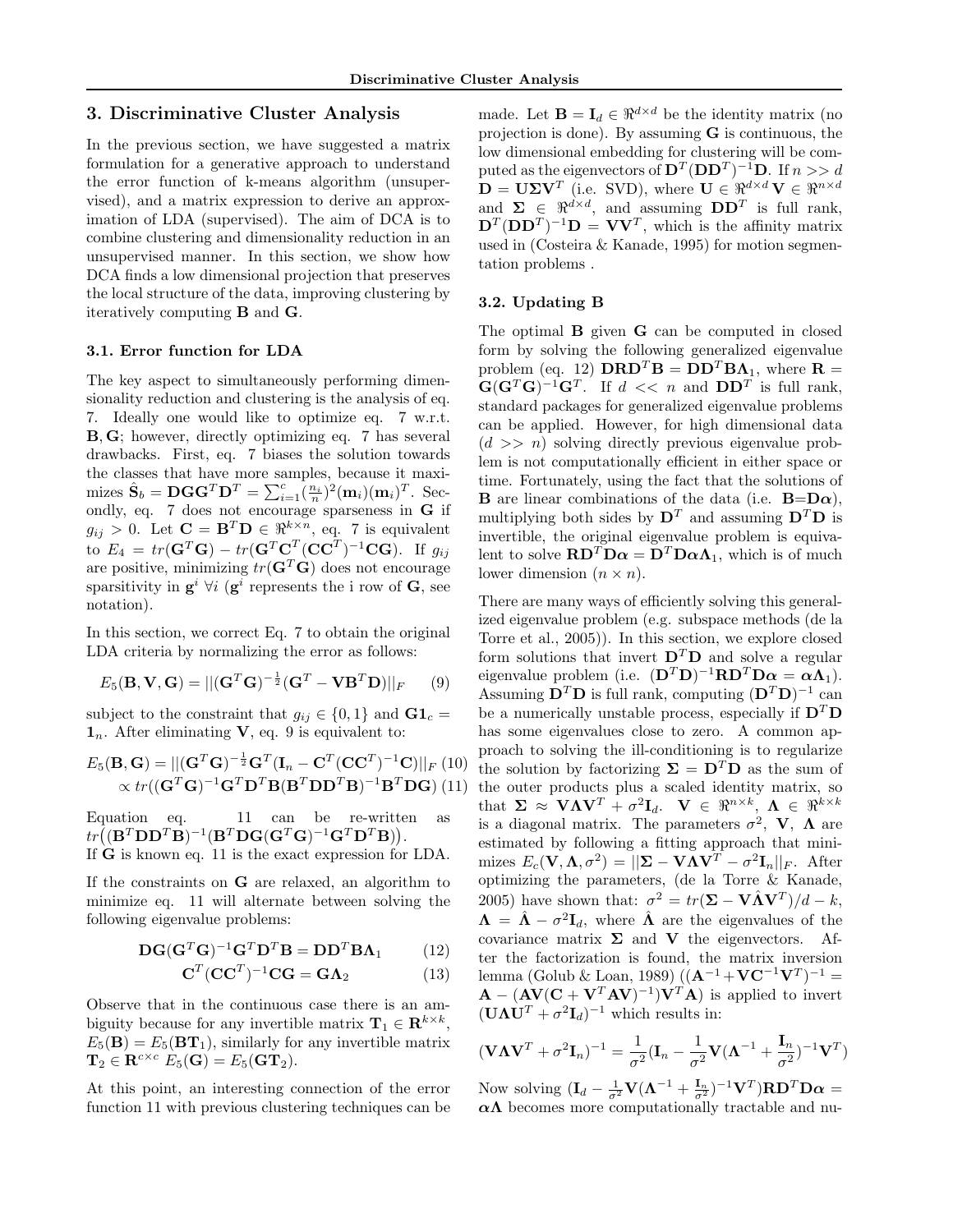## 3. Discriminative Cluster Analysis

In the previous section, we have suggested a matrix formulation for a generative approach to understand the error function of k-means algorithm (unsupervised), and a matrix expression to derive an approximation of LDA (supervised). The aim of DCA is to combine clustering and dimensionality reduction in an unsupervised manner. In this section, we show how DCA finds a low dimensional projection that preserves the local structure of the data, improving clustering by iteratively computing $\mathbf{B}$ and $\mathbf{G}$.

### 3.1. Error function for LDA

The key aspect to simultaneously performing dimensionality reduction and clustering is the analysis of eq. 7. Ideally one would like to optimize eq. 7 w.r.t. $\mathbf{B}, \mathbf{G}$; however, directly optimizing eq. 7 has several drawbacks. First, eq. 7 biases the solution towards the classes that have more samples, because it maximizes $\hat{\mathbf{S}}_b = \mathbf{D}\mathbf{G}\mathbf{G}^T\mathbf{D}^T = \sum_{i=1}^{c}(\frac{n_i}{n})^2(\mathbf{m}_i)(\mathbf{m}_i)^T$. Secondly, eq. 7 does not encourage sparseness in $\mathbf{G}$ if $g_{ij} > 0$. Let $\mathbf{C} = \mathbf{B}^T\mathbf{D} \in \Re^{k \times n}$, eq. 7 is equivalent to $E_4 = tr(\mathbf{G}^T\mathbf{G}) - tr(\mathbf{G}^T\mathbf{C}^T(\mathbf{C}\mathbf{C}^T)^{-1}\mathbf{C}\mathbf{G})$. If $g_{ij}$ are positive, minimizing $tr(\mathbf{G}^T\mathbf{G})$ does not encourage sparsitivity in $\mathbf{g}^i$ $\forall i$ ($\mathbf{g}^i$ represents the i row of $\mathbf{G}$, see notation).

In this section, we correct Eq. 7 to obtain the original LDA criteria by normalizing the error as follows:

$$E_5(\mathbf{B}, \mathbf{V}, \mathbf{G}) = ||(\mathbf{G}^T\mathbf{G})^{-\frac{1}{2}}(\mathbf{G}^T - \mathbf{V}\mathbf{B}^T\mathbf{D})||_F \quad (9)$$

subject to the constraint that $g_{ij} \in \{0, 1\}$ and $\mathbf{G}\mathbf{1}_c = \mathbf{1}_n$. After eliminating $\mathbf{V}$, eq. 9 is equivalent to:

$$E_5(\mathbf{B}, \mathbf{G}) = ||(\mathbf{G}^T\mathbf{G})^{-\frac{1}{2}}\mathbf{G}^T(\mathbf{I}_n - \mathbf{C}^T(\mathbf{C}\mathbf{C}^T)^{-1}\mathbf{C})||_F \quad (10)$$
$$\propto tr((\mathbf{G}^T\mathbf{G})^{-1}\mathbf{G}^T\mathbf{D}^T\mathbf{B}(\mathbf{B}^T\mathbf{D}\mathbf{D}^T\mathbf{B})^{-1}\mathbf{B}^T\mathbf{D}\mathbf{G}) \quad (11)$$

Equation eq. 11 can be re-written as $tr\big((\mathbf{B}^T\mathbf{D}\mathbf{D}^T\mathbf{B})^{-1}(\mathbf{B}^T\mathbf{D}\mathbf{G}(\mathbf{G}^T\mathbf{G})^{-1}\mathbf{G}^T\mathbf{D}^T\mathbf{B})\big)$. If $\mathbf{G}$ is known eq. 11 is the exact expression for LDA.

If the constraints on $\mathbf{G}$ are relaxed, an algorithm to minimize eq. 11 will alternate between solving the following eigenvalue problems:

$$\mathbf{D}\mathbf{G}(\mathbf{G}^T\mathbf{G})^{-1}\mathbf{G}^T\mathbf{D}^T\mathbf{B} = \mathbf{D}\mathbf{D}^T\mathbf{B}\mathbf{\Lambda}_1 \quad (12)$$
$$\mathbf{C}^T(\mathbf{C}\mathbf{C}^T)^{-1}\mathbf{C}\mathbf{G} = \mathbf{G}\mathbf{\Lambda}_2 \quad (13)$$

Observe that in the continuous case there is an ambiguity because for any invertible matrix $\mathbf{T}_1 \in \mathbf{R}^{k \times k}$, $E_5(\mathbf{B}) = E_5(\mathbf{B}\mathbf{T}_1)$, similarly for any invertible matrix $\mathbf{T}_2 \in \mathbf{R}^{c \times c}$ $E_5(\mathbf{G}) = E_5(\mathbf{G}\mathbf{T}_2)$.

At this point, an interesting connection of the error function 11 with previous clustering techniques can be made. Let $\mathbf{B} = \mathbf{I}_d \in \Re^{d \times d}$ be the identity matrix (no projection is done). By assuming $\mathbf{G}$ is continuous, the low dimensional embedding for clustering will be computed as the eigenvectors of $\mathbf{D}^T(\mathbf{D}\mathbf{D}^T)^{-1}\mathbf{D}$. If $n >> d$ $\mathbf{D} = \mathbf{U}\mathbf{\Sigma}\mathbf{V}^T$ (i.e. SVD), where $\mathbf{U} \in \Re^{d \times d}$ $\mathbf{V} \in \Re^{n \times d}$ and $\mathbf{\Sigma} \in \Re^{d \times d}$, and assuming $\mathbf{D}\mathbf{D}^T$ is full rank, $\mathbf{D}^T(\mathbf{D}\mathbf{D}^T)^{-1}\mathbf{D} = \mathbf{V}\mathbf{V}^T$, which is the affinity matrix used in (Costeira & Kanade, 1995) for motion segmentation problems .

### 3.2. Updating B

The optimal $\mathbf{B}$ given $\mathbf{G}$ can be computed in closed form by solving the following generalized eigenvalue problem (eq. 12) $\mathbf{D}\mathbf{R}\mathbf{D}^T\mathbf{B} = \mathbf{D}\mathbf{D}^T\mathbf{B}\mathbf{\Lambda}_1$, where $\mathbf{R} = \mathbf{G}(\mathbf{G}^T\mathbf{G})^{-1}\mathbf{G}^T$. If $d << n$ and $\mathbf{D}\mathbf{D}^T$ is full rank, standard packages for generalized eigenvalue problems can be applied. However, for high dimensional data ($d >> n$) solving directly previous eigenvalue problem is not computationally efficient in either space or time. Fortunately, using the fact that the solutions of $\mathbf{B}$ are linear combinations of the data (i.e. $\mathbf{B}$=$\mathbf{D}\boldsymbol{\alpha}$), multiplying both sides by $\mathbf{D}^T$ and assuming $\mathbf{D}^T\mathbf{D}$ is invertible, the original eigenvalue problem is equivalent to solve $\mathbf{R}\mathbf{D}^T\mathbf{D}\boldsymbol{\alpha} = \mathbf{D}^T\mathbf{D}\boldsymbol{\alpha}\mathbf{\Lambda}_1$, which is of much lower dimension ($n \times n$).

There are many ways of efficiently solving this generalized eigenvalue problem (e.g. subspace methods (de la Torre et al., 2005)). In this section, we explore closed form solutions that invert $\mathbf{D}^T\mathbf{D}$ and solve a regular eigenvalue problem (i.e. $(\mathbf{D}^T\mathbf{D})^{-1}\mathbf{R}\mathbf{D}^T\mathbf{D}\boldsymbol{\alpha} = \boldsymbol{\alpha}\mathbf{\Lambda}_1$). Assuming $\mathbf{D}^T\mathbf{D}$ is full rank, computing $(\mathbf{D}^T\mathbf{D})^{-1}$ can be a numerically unstable process, especially if $\mathbf{D}^T\mathbf{D}$ has some eigenvalues close to zero. A common approach to solving the ill-conditioning is to regularize the solution by factorizing $\mathbf{\Sigma} = \mathbf{D}^T\mathbf{D}$ as the sum of the outer products plus a scaled identity matrix, so that $\mathbf{\Sigma} \approx \mathbf{V}\mathbf{\Lambda}\mathbf{V}^T + \sigma^2\mathbf{I}_d$. $\mathbf{V} \in \Re^{n \times k}$, $\mathbf{\Lambda} \in \Re^{k \times k}$ is a diagonal matrix. The parameters $\sigma^2$, $\mathbf{V}$, $\mathbf{\Lambda}$ are estimated by following a fitting approach that minimizes $E_c(\mathbf{V}, \mathbf{\Lambda}, \sigma^2) = ||\mathbf{\Sigma} - \mathbf{V}\mathbf{\Lambda}\mathbf{V}^T - \sigma^2\mathbf{I}_n||_F$. After optimizing the parameters, (de la Torre & Kanade, 2005) have shown that: $\sigma^2 = tr(\mathbf{\Sigma} - \mathbf{V}\hat{\mathbf{\Lambda}}\mathbf{V}^T)/d - k$, $\mathbf{\Lambda} = \hat{\mathbf{\Lambda}} - \sigma^2\mathbf{I}_d$, where $\hat{\mathbf{\Lambda}}$ are the eigenvalues of the covariance matrix $\mathbf{\Sigma}$ and $\mathbf{V}$ the eigenvectors. After the factorization is found, the matrix inversion lemma (Golub & Loan, 1989) ($(\mathbf{A}^{-1} + \mathbf{V}\mathbf{C}^{-1}\mathbf{V}^T)^{-1} = \mathbf{A} - (\mathbf{A}\mathbf{V}(\mathbf{C} + \mathbf{V}^T\mathbf{A}\mathbf{V})^{-1})\mathbf{V}^T\mathbf{A}$) is applied to invert $(\mathbf{U}\mathbf{\Lambda}\mathbf{U}^T + \sigma^2\mathbf{I}_d)^{-1}$ which results in:

$$(\mathbf{V}\mathbf{\Lambda}\mathbf{V}^T + \sigma^2\mathbf{I}_n)^{-1} = \frac{1}{\sigma^2}(\mathbf{I}_n - \frac{1}{\sigma^2}\mathbf{V}(\mathbf{\Lambda}^{-1} + \frac{\mathbf{I}_n}{\sigma^2})^{-1}\mathbf{V}^T)$$

Now solving $(\mathbf{I}_d - \frac{1}{\sigma^2}\mathbf{V}(\mathbf{\Lambda}^{-1} + \frac{\mathbf{I}_n}{\sigma^2})^{-1}\mathbf{V}^T)\mathbf{R}\mathbf{D}^T\mathbf{D}\boldsymbol{\alpha} = \boldsymbol{\alpha}\mathbf{\Lambda}$ becomes more computationally tractable and nu-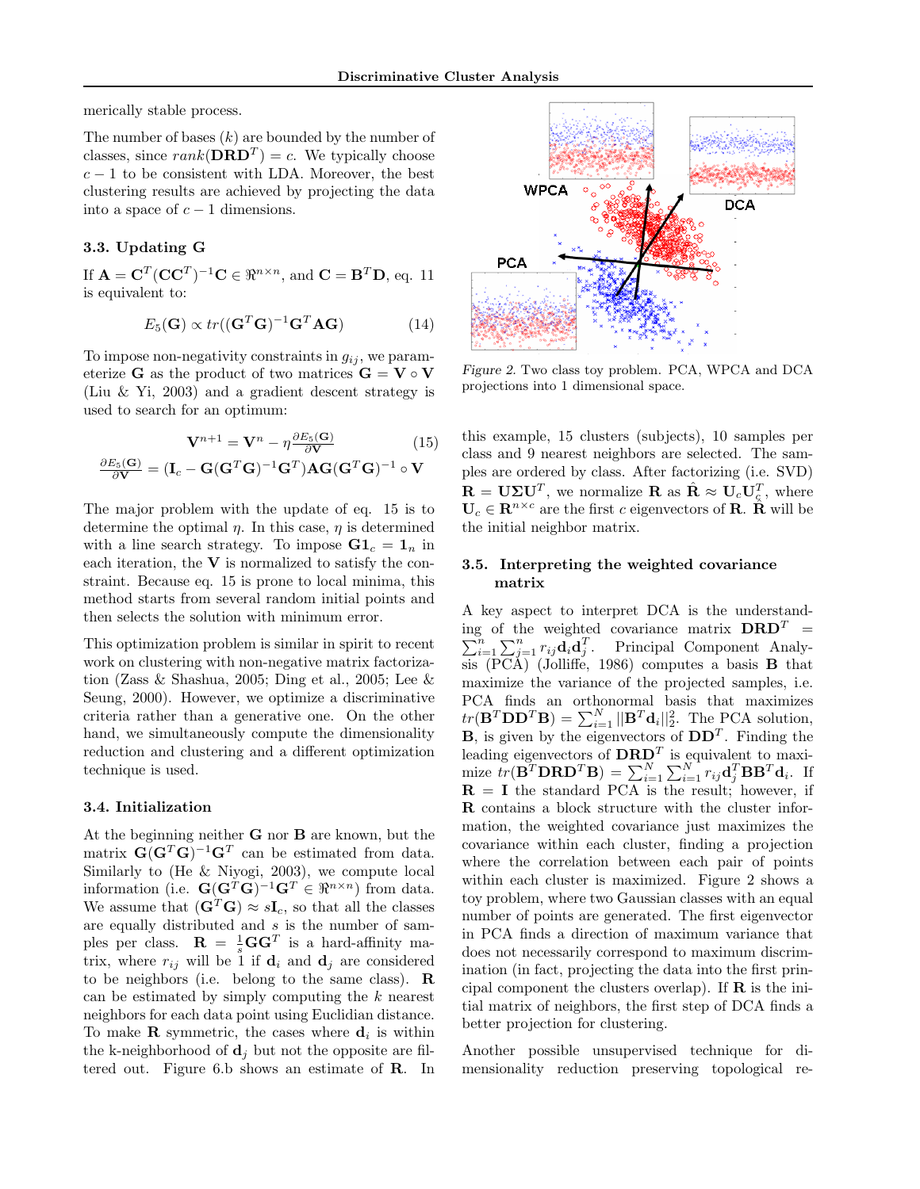merically stable process.

The number of bases ($k$) are bounded by the number of classes, since $rank(\mathbf{DRD}^T) = c$. We typically choose $c-1$ to be consistent with LDA. Moreover, the best clustering results are achieved by projecting the data into a space of $c-1$ dimensions.

### 3.3. Updating G

If $\mathbf{A} = \mathbf{C}^T(\mathbf{CC}^T)^{-1}\mathbf{C} \in \Re^{n\times n}$, and $\mathbf{C} = \mathbf{B}^T\mathbf{D}$, eq. 11 is equivalent to:

$$E_5(\mathbf{G}) \propto tr((\mathbf{G}^T\mathbf{G})^{-1}\mathbf{G}^T\mathbf{AG}) \tag{14}$$

To impose non-negativity constraints in $g_{ij}$, we parameterize $\mathbf{G}$ as the product of two matrices $\mathbf{G} = \mathbf{V} \circ \mathbf{V}$ (Liu & Yi, 2003) and a gradient descent strategy is used to search for an optimum:

$$\mathbf{V}^{n+1} = \mathbf{V}^n - \eta \frac{\partial E_5(\mathbf{G})}{\partial \mathbf{V}} \tag{15}$$
$$\frac{\partial E_5(\mathbf{G})}{\partial \mathbf{V}} = (\mathbf{I}_c - \mathbf{G}(\mathbf{G}^T\mathbf{G})^{-1}\mathbf{G}^T)\mathbf{AG}(\mathbf{G}^T\mathbf{G})^{-1} \circ \mathbf{V}$$

The major problem with the update of eq. 15 is to determine the optimal $\eta$. In this case, $\eta$ is determined with a line search strategy. To impose $\mathbf{G1}_c = \mathbf{1}_n$ in each iteration, the $\mathbf{V}$ is normalized to satisfy the constraint. Because eq. 15 is prone to local minima, this method starts from several random initial points and then selects the solution with minimum error.

This optimization problem is similar in spirit to recent work on clustering with non-negative matrix factorization (Zass & Shashua, 2005; Ding et al., 2005; Lee & Seung, 2000). However, we optimize a discriminative criteria rather than a generative one. On the other hand, we simultaneously compute the dimensionality reduction and clustering and a different optimization technique is used.

### 3.4. Initialization

At the beginning neither $\mathbf{G}$ nor $\mathbf{B}$ are known, but the matrix $\mathbf{G}(\mathbf{G}^T\mathbf{G})^{-1}\mathbf{G}^T$ can be estimated from data. Similarly to (He & Niyogi, 2003), we compute local information (i.e. $\mathbf{G}(\mathbf{G}^T\mathbf{G})^{-1}\mathbf{G}^T \in \Re^{n\times n}$) from data. We assume that $(\mathbf{G}^T\mathbf{G}) \approx s\mathbf{I}_c$, so that all the classes are equally distributed and $s$ is the number of samples per class. $\mathbf{R} = \frac{1}{s}\mathbf{GG}^T$ is a hard-affinity matrix, where $r_{ij}$ will be 1 if $\mathbf{d}_i$ and $\mathbf{d}_j$ are considered to be neighbors (i.e. belong to the same class). $\mathbf{R}$ can be estimated by simply computing the $k$ nearest neighbors for each data point using Euclidian distance. To make $\mathbf{R}$ symmetric, the cases where $\mathbf{d}_i$ is within the k-neighborhood of $\mathbf{d}_j$ but not the opposite are filtered out. Figure 6.b shows an estimate of $\mathbf{R}$. In this example, 15 clusters (subjects), 10 samples per class and 9 nearest neighbors are selected. The samples are ordered by class. After factorizing (i.e. SVD) $\mathbf{R} = \mathbf{U}\mathbf{\Sigma}\mathbf{U}^T$, we normalize $\mathbf{R}$ as $\hat{\mathbf{R}} \approx \mathbf{U}_c\mathbf{U}_c^T$, where $\mathbf{U}_c \in \mathbf{R}^{n\times c}$ are the first $c$ eigenvectors of $\mathbf{R}$. $\hat{\mathbf{R}}$ will be the initial neighbor matrix.

Figure 2. Two class toy problem. PCA, WPCA and DCA projections into 1 dimensional space.

### 3.5. Interpreting the weighted covariance matrix

A key aspect to interpret DCA is the understanding of the weighted covariance matrix $\mathbf{DRD}^T = \sum_{i=1}^n\sum_{j=1}^n r_{ij}\mathbf{d}_i\mathbf{d}_j^T$. Principal Component Analysis (PCA) (Jolliffe, 1986) computes a basis $\mathbf{B}$ that maximize the variance of the projected samples, i.e. PCA finds an orthonormal basis that maximizes $tr(\mathbf{B}^T\mathbf{DD}^T\mathbf{B}) = \sum_{i=1}^N ||\mathbf{B}^T\mathbf{d}_i||_2^2$. The PCA solution, $\mathbf{B}$, is given by the eigenvectors of $\mathbf{DD}^T$. Finding the leading eigenvectors of $\mathbf{DRD}^T$ is equivalent to maximize $tr(\mathbf{B}^T\mathbf{DRD}^T\mathbf{B}) = \sum_{i=1}^N\sum_{i=1}^N r_{ij}\mathbf{d}_j^T\mathbf{BB}^T\mathbf{d}_i$. If $\mathbf{R} = \mathbf{I}$ the standard PCA is the result; however, if $\mathbf{R}$ contains a block structure with the cluster information, the weighted covariance just maximizes the covariance within each cluster, finding a projection where the correlation between each pair of points within each cluster is maximized. Figure 2 shows a toy problem, where two Gaussian classes with an equal number of points are generated. The first eigenvector in PCA finds a direction of maximum variance that does not necessarily correspond to maximum discrimination (in fact, projecting the data into the first principal component the clusters overlap). If $\mathbf{R}$ is the initial matrix of neighbors, the first step of DCA finds a better projection for clustering.

Another possible unsupervised technique for dimensionality reduction preserving topological re-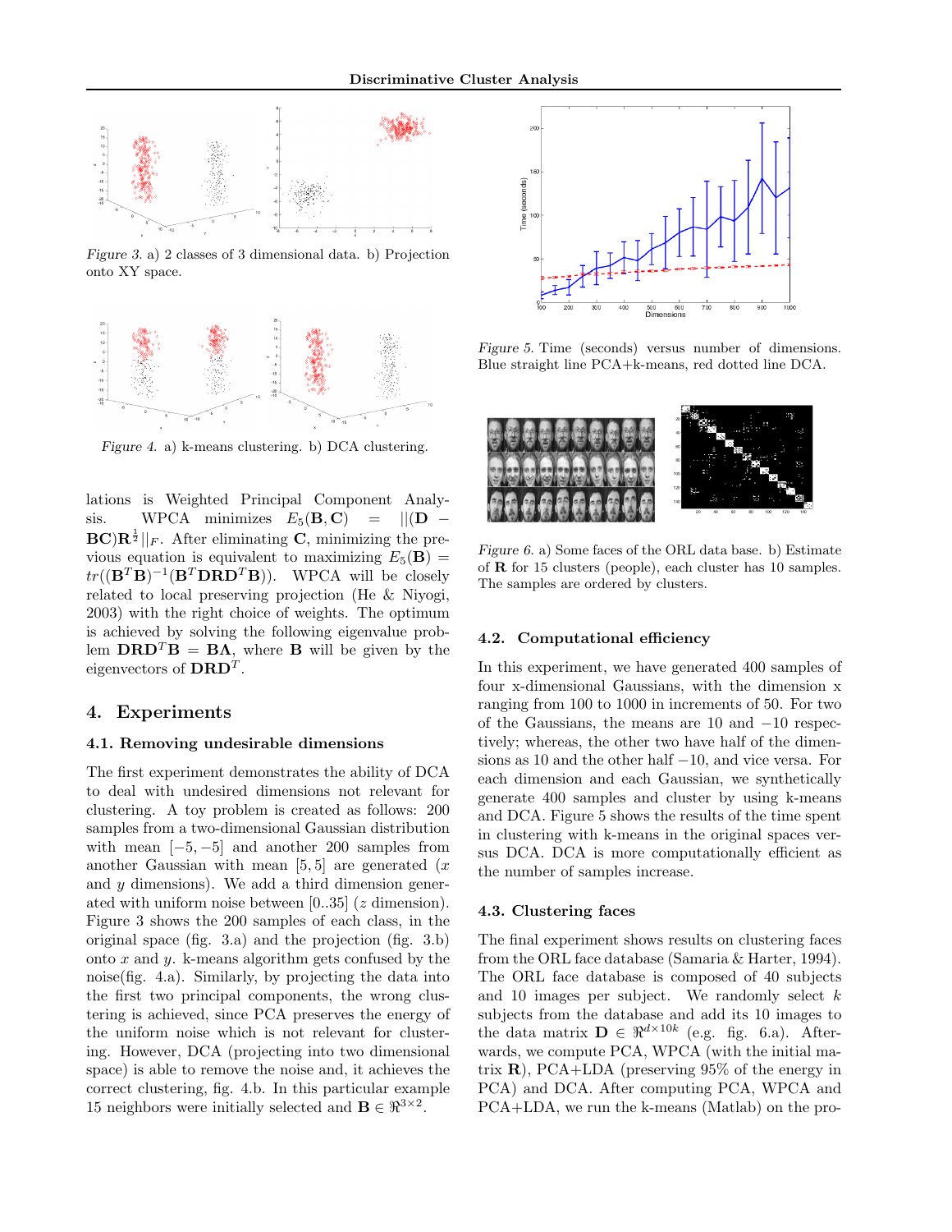*Figure 3.* a) 2 classes of 3 dimensional data. b) Projection onto XY space.

*Figure 4.* a) k-means clustering. b) DCA clustering.

lations is Weighted Principal Component Analysis. WPCA minimizes $E_5(\mathbf{B}, \mathbf{C}) = ||(\mathbf{D} - \mathbf{BC})\mathbf{R}^{\frac{1}{2}}||_F$. After eliminating $\mathbf{C}$, minimizing the previous equation is equivalent to maximizing $E_5(\mathbf{B}) = tr((\mathbf{B}^T\mathbf{B})^{-1}(\mathbf{B}^T\mathbf{DRD}^T\mathbf{B}))$. WPCA will be closely related to local preserving projection (He & Niyogi, 2003) with the right choice of weights. The optimum is achieved by solving the following eigenvalue problem $\mathbf{DRD}^T\mathbf{B} = \mathbf{B}\mathbf{\Lambda}$, where $\mathbf{B}$ will be given by the eigenvectors of $\mathbf{DRD}^T$.

## 4. Experiments

### 4.1. Removing undesirable dimensions

The first experiment demonstrates the ability of DCA to deal with undesired dimensions not relevant for clustering. A toy problem is created as follows: 200 samples from a two-dimensional Gaussian distribution with mean $[-5, -5]$ and another 200 samples from another Gaussian with mean $[5, 5]$ are generated ($x$ and $y$ dimensions). We add a third dimension generated with uniform noise between [0..35] ($z$ dimension). Figure 3 shows the 200 samples of each class, in the original space (fig. 3.a) and the projection (fig. 3.b) onto $x$ and $y$. k-means algorithm gets confused by the noise(fig. 4.a). Similarly, by projecting the data into the first two principal components, the wrong clustering is achieved, since PCA preserves the energy of the uniform noise which is not relevant for clustering. However, DCA (projecting into two dimensional space) is able to remove the noise and, it achieves the correct clustering, fig. 4.b. In this particular example 15 neighbors were initially selected and $\mathbf{B} \in \Re^{3\times 2}$.

*Figure 5.* Time (seconds) versus number of dimensions. Blue straight line PCA+k-means, red dotted line DCA.

*Figure 6.* a) Some faces of the ORL data base. b) Estimate of $\mathbf{R}$ for 15 clusters (people), each cluster has 10 samples. The samples are ordered by clusters.

### 4.2. Computational efficiency

In this experiment, we have generated 400 samples of four x-dimensional Gaussians, with the dimension x ranging from 100 to 1000 in increments of 50. For two of the Gaussians, the means are 10 and $-10$ respectively; whereas, the other two have half of the dimensions as 10 and the other half $-10$, and vice versa. For each dimension and each Gaussian, we synthetically generate 400 samples and cluster by using k-means and DCA. Figure 5 shows the results of the time spent in clustering with k-means in the original spaces versus DCA. DCA is more computationally efficient as the number of samples increase.

### 4.3. Clustering faces

The final experiment shows results on clustering faces from the ORL face database (Samaria & Harter, 1994). The ORL face database is composed of 40 subjects and 10 images per subject. We randomly select $k$ subjects from the database and add its 10 images to the data matrix $\mathbf{D} \in \Re^{d\times 10k}$ (e.g. fig. 6.a). Afterwards, we compute PCA, WPCA (with the initial matrix $\mathbf{R}$), PCA+LDA (preserving 95% of the energy in PCA) and DCA. After computing PCA, WPCA and PCA+LDA, we run the k-means (Matlab) on the pro-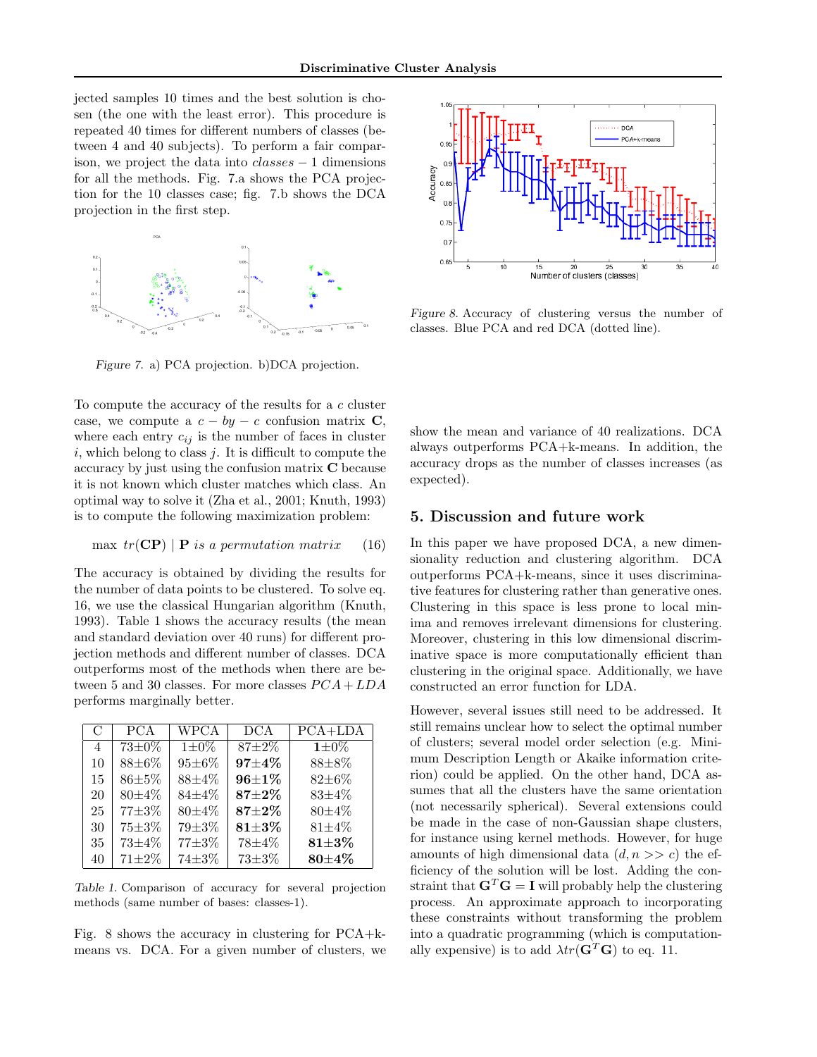jected samples 10 times and the best solution is chosen (the one with the least error). This procedure is repeated 40 times for different numbers of classes (between 4 and 40 subjects). To perform a fair comparison, we project the data into $classes - 1$ dimensions for all the methods. Fig. 7.a shows the PCA projection for the 10 classes case; fig. 7.b shows the DCA projection in the first step.

*Figure 7.* a) PCA projection. b)DCA projection.

To compute the accuracy of the results for a $c$ cluster case, we compute a $c - by - c$ confusion matrix $\mathbf{C}$, where each entry $c_{ij}$ is the number of faces in cluster $i$, which belong to class $j$. It is difficult to compute the accuracy by just using the confusion matrix $\mathbf{C}$ because it is not known which cluster matches which class. An optimal way to solve it (Zha et al., 2001; Knuth, 1993) is to compute the following maximization problem:

$$\max \; tr(\mathbf{CP}) \mid \mathbf{P} \; \textit{is a permutation matrix} \qquad (16)$$

The accuracy is obtained by dividing the results for the number of data points to be clustered. To solve eq. 16, we use the classical Hungarian algorithm (Knuth, 1993). Table 1 shows the accuracy results (the mean and standard deviation over 40 runs) for different projection methods and different number of classes. DCA outperforms most of the methods when there are between 5 and 30 classes. For more classes $PCA + LDA$ performs marginally better.

| C | PCA | WPCA | DCA | PCA+LDA |
|---|---|---|---|---|
| 4 | 73±0% | 1±0% | 87±2% | **1±0%** |
| 10 | 88±6% | 95±6% | **97±4%** | 88±8% |
| 15 | 86±5% | 88±4% | **96±1%** | 82±6% |
| 20 | 80±4% | 84±4% | **87±2%** | 83±4% |
| 25 | 77±3% | 80±4% | **87±2%** | 80±4% |
| 30 | 75±3% | 79±3% | **81±3%** | 81±4% |
| 35 | 73±4% | 77±3% | 78±4% | **81±3%** |
| 40 | 71±2% | 74±3% | 73±3% | **80±4%** |

*Table 1.* Comparison of accuracy for several projection methods (same number of bases: classes-1).

Fig. 8 shows the accuracy in clustering for PCA+k-means vs. DCA. For a given number of clusters, we show the mean and variance of 40 realizations. DCA always outperforms PCA+k-means. In addition, the accuracy drops as the number of classes increases (as expected).

*Figure 8.* Accuracy of clustering versus the number of classes. Blue PCA and red DCA (dotted line).

## 5. Discussion and future work

In this paper we have proposed DCA, a new dimensionality reduction and clustering algorithm. DCA outperforms PCA+k-means, since it uses discriminative features for clustering rather than generative ones. Clustering in this space is less prone to local minima and removes irrelevant dimensions for clustering. Moreover, clustering in this low dimensional discriminative space is more computationally efficient than clustering in the original space. Additionally, we have constructed an error function for LDA.

However, several issues still need to be addressed. It still remains unclear how to select the optimal number of clusters; several model order selection (e.g. Minimum Description Length or Akaike information criterion) could be applied. On the other hand, DCA assumes that all the clusters have the same orientation (not necessarily spherical). Several extensions could be made in the case of non-Gaussian shape clusters, for instance using kernel methods. However, for huge amounts of high dimensional data ($d, n >> c$) the efficiency of the solution will be lost. Adding the constraint that $\mathbf{G}^T\mathbf{G} = \mathbf{I}$ will probably help the clustering process. An approximate approach to incorporating these constraints without transforming the problem into a quadratic programming (which is computationally expensive) is to add $\lambda tr(\mathbf{G}^T\mathbf{G})$ to eq. 11.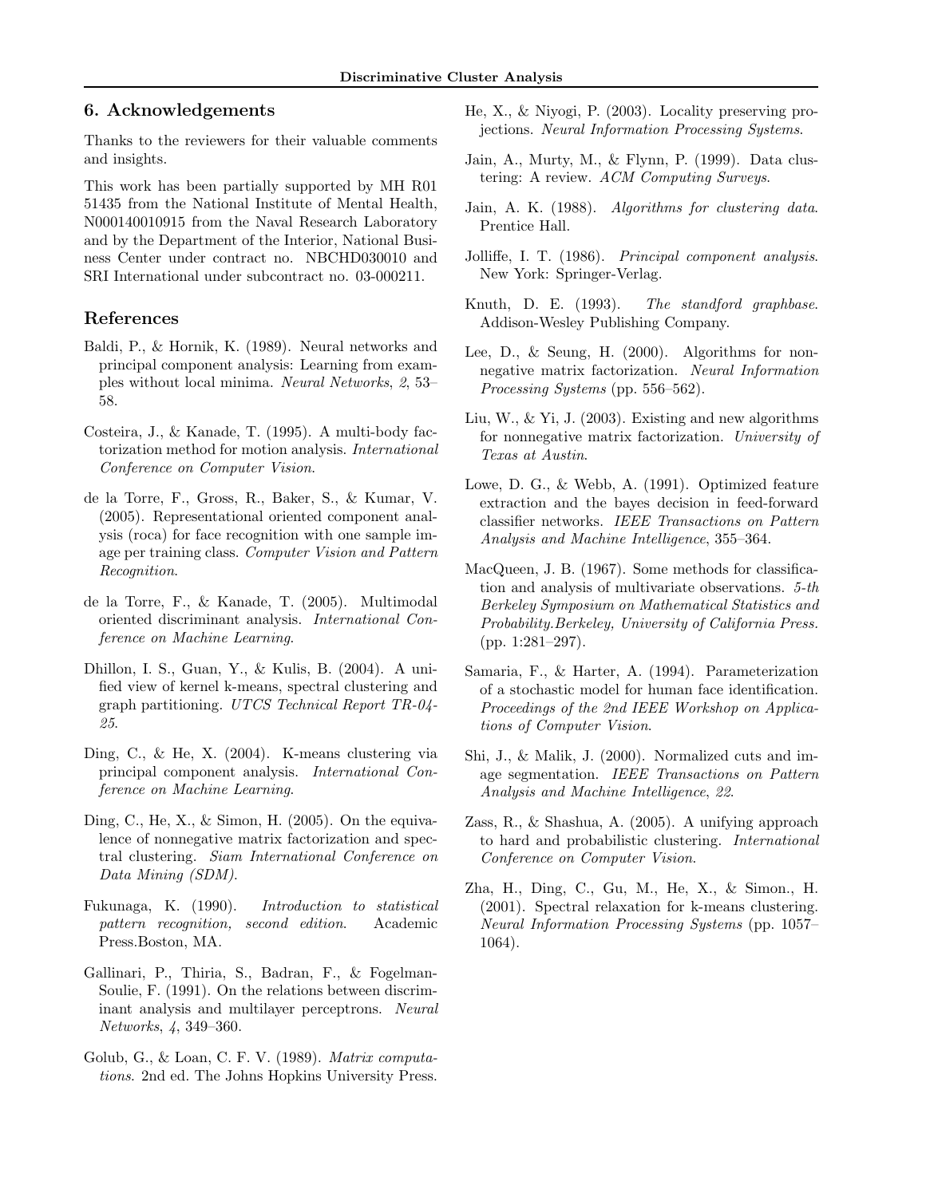## 6. Acknowledgements

Thanks to the reviewers for their valuable comments and insights.

This work has been partially supported by MH R01 51435 from the National Institute of Mental Health, N000140010915 from the Naval Research Laboratory and by the Department of the Interior, National Business Center under contract no. NBCHD030010 and SRI International under subcontract no. 03-000211.

## References

Baldi, P., & Hornik, K. (1989). Neural networks and principal component analysis: Learning from examples without local minima. *Neural Networks*, *2*, 53–58.

Costeira, J., & Kanade, T. (1995). A multi-body factorization method for motion analysis. *International Conference on Computer Vision*.

de la Torre, F., Gross, R., Baker, S., & Kumar, V. (2005). Representational oriented component analysis (roca) for face recognition with one sample image per training class. *Computer Vision and Pattern Recognition*.

de la Torre, F., & Kanade, T. (2005). Multimodal oriented discriminant analysis. *International Conference on Machine Learning*.

Dhillon, I. S., Guan, Y., & Kulis, B. (2004). A unified view of kernel k-means, spectral clustering and graph partitioning. *UTCS Technical Report TR-04-25*.

Ding, C., & He, X. (2004). K-means clustering via principal component analysis. *International Conference on Machine Learning*.

Ding, C., He, X., & Simon, H. (2005). On the equivalence of nonnegative matrix factorization and spectral clustering. *Siam International Conference on Data Mining (SDM)*.

Fukunaga, K. (1990). *Introduction to statistical pattern recognition, second edition*. Academic Press.Boston, MA.

Gallinari, P., Thiria, S., Badran, F., & Fogelman-Soulie, F. (1991). On the relations between discriminant analysis and multilayer perceptrons. *Neural Networks*, *4*, 349–360.

Golub, G., & Loan, C. F. V. (1989). *Matrix computations*. 2nd ed. The Johns Hopkins University Press.

He, X., & Niyogi, P. (2003). Locality preserving projections. *Neural Information Processing Systems*.

Jain, A., Murty, M., & Flynn, P. (1999). Data clustering: A review. *ACM Computing Surveys*.

Jain, A. K. (1988). *Algorithms for clustering data*. Prentice Hall.

Jolliffe, I. T. (1986). *Principal component analysis*. New York: Springer-Verlag.

Knuth, D. E. (1993). *The standford graphbase*. Addison-Wesley Publishing Company.

Lee, D., & Seung, H. (2000). Algorithms for nonnegative matrix factorization. *Neural Information Processing Systems* (pp. 556–562).

Liu, W., & Yi, J. (2003). Existing and new algorithms for nonnegative matrix factorization. *University of Texas at Austin*.

Lowe, D. G., & Webb, A. (1991). Optimized feature extraction and the bayes decision in feed-forward classifier networks. *IEEE Transactions on Pattern Analysis and Machine Intelligence*, 355–364.

MacQueen, J. B. (1967). Some methods for classification and analysis of multivariate observations. *5-th Berkeley Symposium on Mathematical Statistics and Probability.Berkeley, University of California Press.* (pp. 1:281–297).

Samaria, F., & Harter, A. (1994). Parameterization of a stochastic model for human face identification. *Proceedings of the 2nd IEEE Workshop on Applications of Computer Vision*.

Shi, J., & Malik, J. (2000). Normalized cuts and image segmentation. *IEEE Transactions on Pattern Analysis and Machine Intelligence*, *22*.

Zass, R., & Shashua, A. (2005). A unifying approach to hard and probabilistic clustering. *International Conference on Computer Vision*.

Zha, H., Ding, C., Gu, M., He, X., & Simon., H. (2001). Spectral relaxation for k-means clustering. *Neural Information Processing Systems* (pp. 1057–1064).